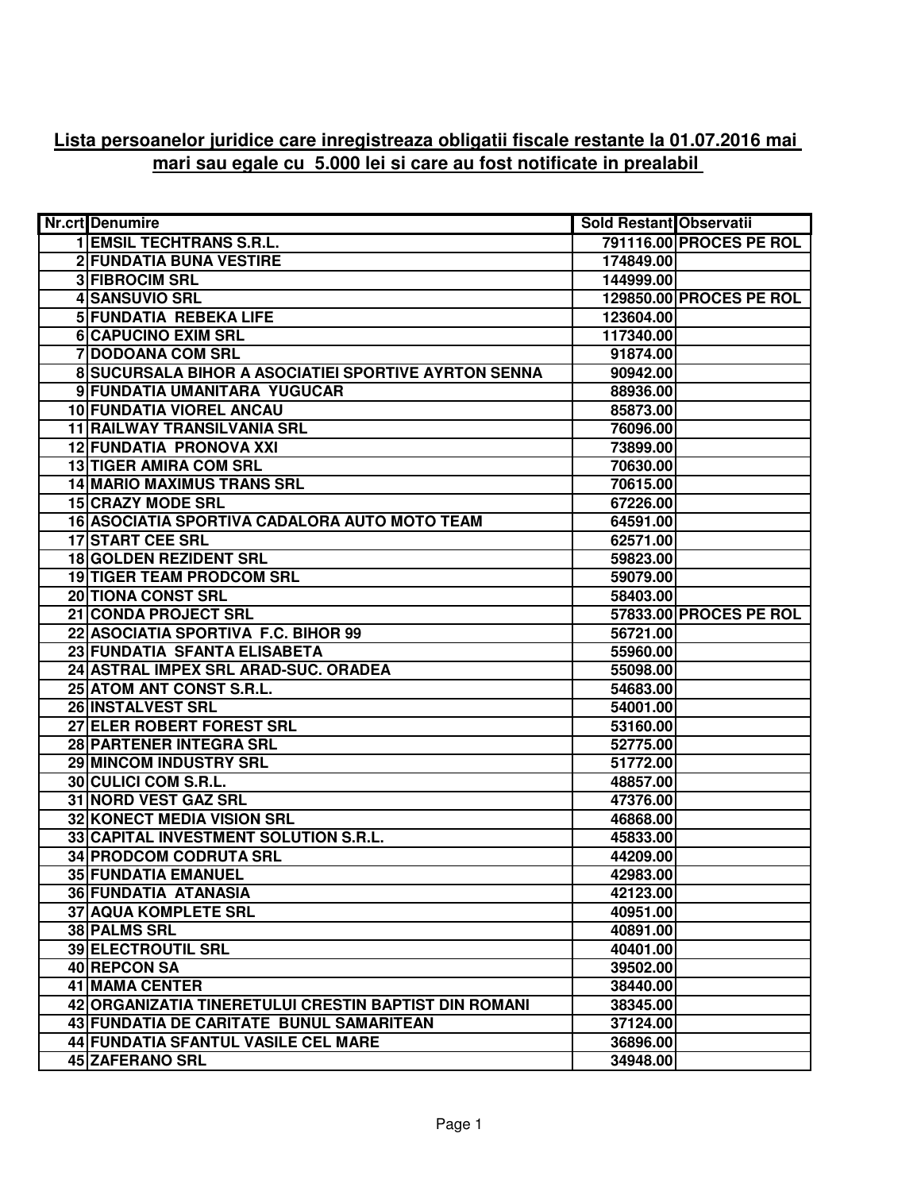**Lista persoanelor juridice care inregistreaza obligatii fiscale restante la 01.07.2016 mai mari sau egale cu 5.000 lei si care au fost notificate in prealabil**

| Nr.crt | Denumire | Sold Restant | Observatii |
|---|---|---|---|
| 1 | EMSIL TECHTRANS S.R.L. | 791116.00 | PROCES PE ROL |
| 2 | FUNDATIA BUNA VESTIRE | 174849.00 | |
| 3 | FIBROCIM SRL | 144999.00 | |
| 4 | SANSUVIO SRL | 129850.00 | PROCES PE ROL |
| 5 | FUNDATIA REBEKA LIFE | 123604.00 | |
| 6 | CAPUCINO EXIM SRL | 117340.00 | |
| 7 | DODOANA COM SRL | 91874.00 | |
| 8 | SUCURSALA BIHOR A ASOCIATIEI SPORTIVE AYRTON SENNA | 90942.00 | |
| 9 | FUNDATIA UMANITARA YUGUCAR | 88936.00 | |
| 10 | FUNDATIA VIOREL ANCAU | 85873.00 | |
| 11 | RAILWAY TRANSILVANIA SRL | 76096.00 | |
| 12 | FUNDATIA PRONOVA XXI | 73899.00 | |
| 13 | TIGER AMIRA COM SRL | 70630.00 | |
| 14 | MARIO MAXIMUS TRANS SRL | 70615.00 | |
| 15 | CRAZY MODE SRL | 67226.00 | |
| 16 | ASOCIATIA SPORTIVA CADALORA AUTO MOTO TEAM | 64591.00 | |
| 17 | START CEE SRL | 62571.00 | |
| 18 | GOLDEN REZIDENT SRL | 59823.00 | |
| 19 | TIGER TEAM PRODCOM SRL | 59079.00 | |
| 20 | TIONA CONST SRL | 58403.00 | |
| 21 | CONDA PROJECT SRL | 57833.00 | PROCES PE ROL |
| 22 | ASOCIATIA SPORTIVA F.C. BIHOR 99 | 56721.00 | |
| 23 | FUNDATIA SFANTA ELISABETA | 55960.00 | |
| 24 | ASTRAL IMPEX SRL ARAD-SUC. ORADEA | 55098.00 | |
| 25 | ATOM ANT CONST S.R.L. | 54683.00 | |
| 26 | INSTALVEST SRL | 54001.00 | |
| 27 | ELER ROBERT FOREST SRL | 53160.00 | |
| 28 | PARTENER INTEGRA SRL | 52775.00 | |
| 29 | MINCOM INDUSTRY SRL | 51772.00 | |
| 30 | CULICI COM S.R.L. | 48857.00 | |
| 31 | NORD VEST GAZ SRL | 47376.00 | |
| 32 | KONECT MEDIA VISION SRL | 46868.00 | |
| 33 | CAPITAL INVESTMENT SOLUTION S.R.L. | 45833.00 | |
| 34 | PRODCOM CODRUTA SRL | 44209.00 | |
| 35 | FUNDATIA EMANUEL | 42983.00 | |
| 36 | FUNDATIA ATANASIA | 42123.00 | |
| 37 | AQUA KOMPLETE SRL | 40951.00 | |
| 38 | PALMS SRL | 40891.00 | |
| 39 | ELECTROUTIL SRL | 40401.00 | |
| 40 | REPCON SA | 39502.00 | |
| 41 | MAMA CENTER | 38440.00 | |
| 42 | ORGANIZATIA TINERETULUI CRESTIN BAPTIST DIN ROMANI | 38345.00 | |
| 43 | FUNDATIA DE CARITATE BUNUL SAMARITEAN | 37124.00 | |
| 44 | FUNDATIA SFANTUL VASILE CEL MARE | 36896.00 | |
| 45 | ZAFERANO SRL | 34948.00 | |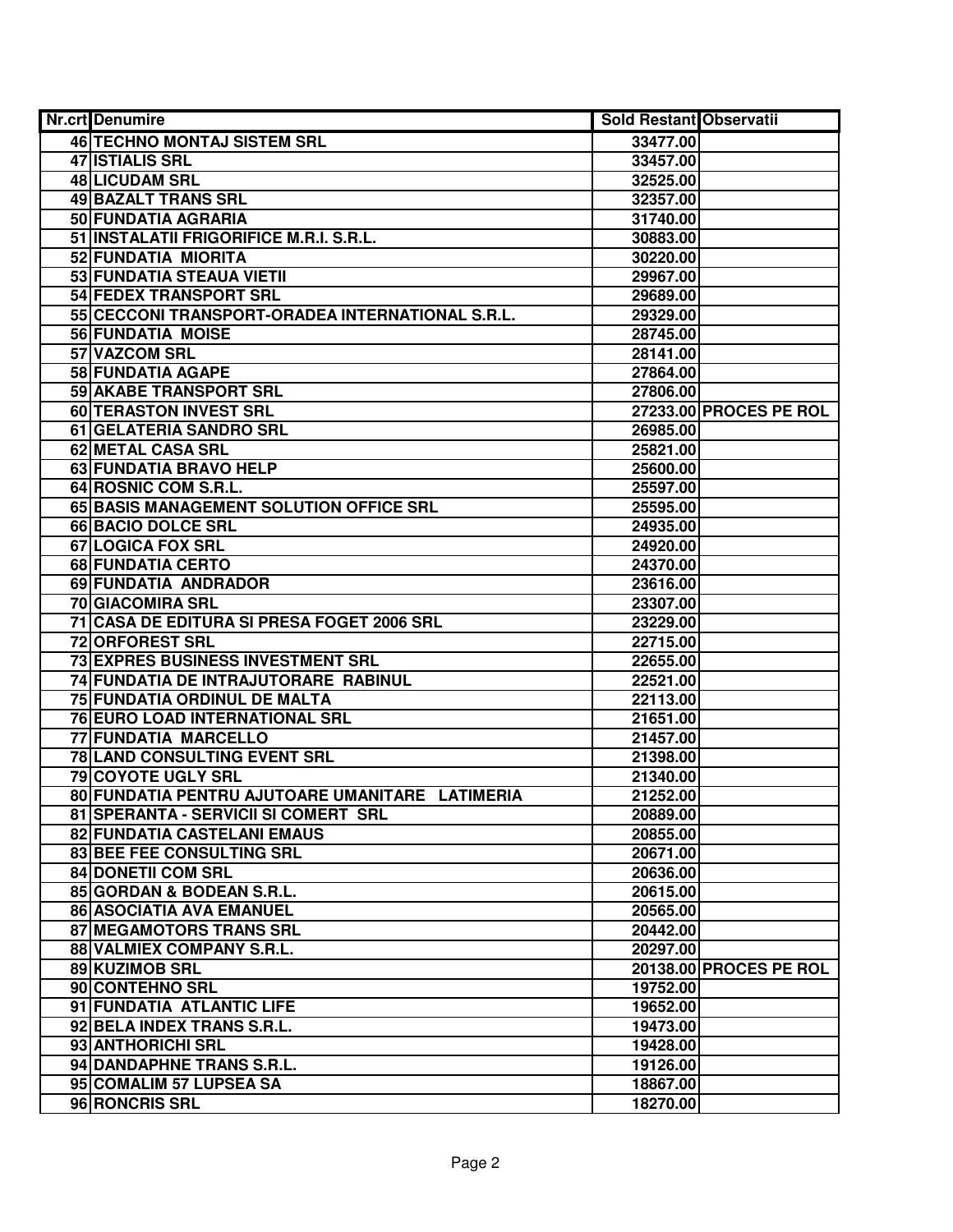| Nr.crt | Denumire | Sold Restant | Observatii |
|---|---|---|---|
| 46 | TECHNO MONTAJ SISTEM SRL | 33477.00 | |
| 47 | ISTIALIS SRL | 33457.00 | |
| 48 | LICUDAM SRL | 32525.00 | |
| 49 | BAZALT TRANS SRL | 32357.00 | |
| 50 | FUNDATIA AGRARIA | 31740.00 | |
| 51 | INSTALATII FRIGORIFICE M.R.I. S.R.L. | 30883.00 | |
| 52 | FUNDATIA MIORITA | 30220.00 | |
| 53 | FUNDATIA STEAUA VIETII | 29967.00 | |
| 54 | FEDEX TRANSPORT SRL | 29689.00 | |
| 55 | CECCONI TRANSPORT-ORADEA INTERNATIONAL S.R.L. | 29329.00 | |
| 56 | FUNDATIA MOISE | 28745.00 | |
| 57 | VAZCOM SRL | 28141.00 | |
| 58 | FUNDATIA AGAPE | 27864.00 | |
| 59 | AKABE TRANSPORT SRL | 27806.00 | |
| 60 | TERASTON INVEST SRL | 27233.00 | PROCES PE ROL |
| 61 | GELATERIA SANDRO SRL | 26985.00 | |
| 62 | METAL CASA SRL | 25821.00 | |
| 63 | FUNDATIA BRAVO HELP | 25600.00 | |
| 64 | ROSNIC COM S.R.L. | 25597.00 | |
| 65 | BASIS MANAGEMENT SOLUTION OFFICE SRL | 25595.00 | |
| 66 | BACIO DOLCE SRL | 24935.00 | |
| 67 | LOGICA FOX SRL | 24920.00 | |
| 68 | FUNDATIA CERTO | 24370.00 | |
| 69 | FUNDATIA ANDRADOR | 23616.00 | |
| 70 | GIACOMIRA SRL | 23307.00 | |
| 71 | CASA DE EDITURA SI PRESA FOGET 2006 SRL | 23229.00 | |
| 72 | ORFOREST SRL | 22715.00 | |
| 73 | EXPRES BUSINESS INVESTMENT SRL | 22655.00 | |
| 74 | FUNDATIA DE INTRAJUTORARE RABINUL | 22521.00 | |
| 75 | FUNDATIA ORDINUL DE MALTA | 22113.00 | |
| 76 | EURO LOAD INTERNATIONAL SRL | 21651.00 | |
| 77 | FUNDATIA MARCELLO | 21457.00 | |
| 78 | LAND CONSULTING EVENT SRL | 21398.00 | |
| 79 | COYOTE UGLY SRL | 21340.00 | |
| 80 | FUNDATIA PENTRU AJUTOARE UMANITARE LATIMERIA | 21252.00 | |
| 81 | SPERANTA - SERVICII SI COMERT SRL | 20889.00 | |
| 82 | FUNDATIA CASTELANI EMAUS | 20855.00 | |
| 83 | BEE FEE CONSULTING SRL | 20671.00 | |
| 84 | DONETII COM SRL | 20636.00 | |
| 85 | GORDAN & BODEAN S.R.L. | 20615.00 | |
| 86 | ASOCIATIA AVA EMANUEL | 20565.00 | |
| 87 | MEGAMOTORS TRANS SRL | 20442.00 | |
| 88 | VALMIEX COMPANY S.R.L. | 20297.00 | |
| 89 | KUZIMOB SRL | 20138.00 | PROCES PE ROL |
| 90 | CONTEHNO SRL | 19752.00 | |
| 91 | FUNDATIA ATLANTIC LIFE | 19652.00 | |
| 92 | BELA INDEX TRANS S.R.L. | 19473.00 | |
| 93 | ANTHORICHI SRL | 19428.00 | |
| 94 | DANDAPHNE TRANS S.R.L. | 19126.00 | |
| 95 | COMALIM 57 LUPSEA SA | 18867.00 | |
| 96 | RONCRIS SRL | 18270.00 | |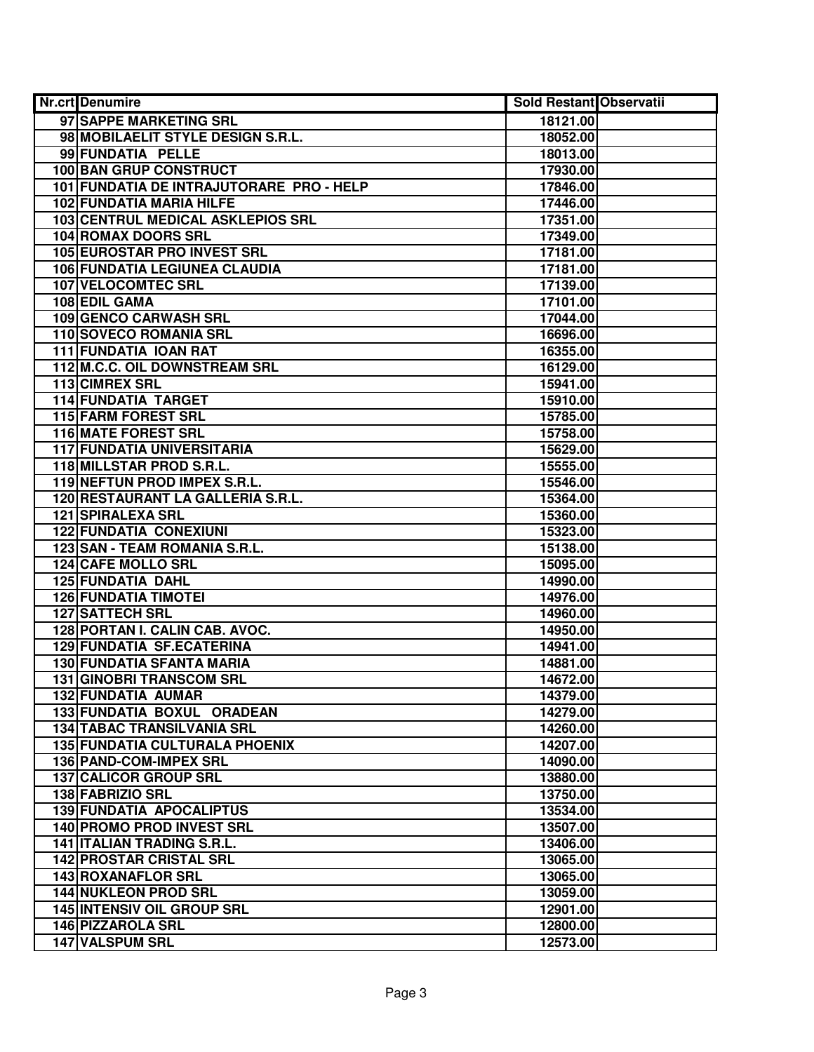| Nr.crt | Denumire | Sold Restant | Observatii |
|---|---|---|---|
| 97 | SAPPE MARKETING SRL | 18121.00 | |
| 98 | MOBILAELIT STYLE DESIGN S.R.L. | 18052.00 | |
| 99 | FUNDATIA PELLE | 18013.00 | |
| 100 | BAN GRUP CONSTRUCT | 17930.00 | |
| 101 | FUNDATIA DE INTRAJUTORARE PRO - HELP | 17846.00 | |
| 102 | FUNDATIA MARIA HILFE | 17446.00 | |
| 103 | CENTRUL MEDICAL ASKLEPIOS SRL | 17351.00 | |
| 104 | ROMAX DOORS SRL | 17349.00 | |
| 105 | EUROSTAR PRO INVEST SRL | 17181.00 | |
| 106 | FUNDATIA LEGIUNEA CLAUDIA | 17181.00 | |
| 107 | VELOCOMTEC SRL | 17139.00 | |
| 108 | EDIL GAMA | 17101.00 | |
| 109 | GENCO CARWASH SRL | 17044.00 | |
| 110 | SOVECO ROMANIA SRL | 16696.00 | |
| 111 | FUNDATIA IOAN RAT | 16355.00 | |
| 112 | M.C.C. OIL DOWNSTREAM SRL | 16129.00 | |
| 113 | CIMREX SRL | 15941.00 | |
| 114 | FUNDATIA TARGET | 15910.00 | |
| 115 | FARM FOREST SRL | 15785.00 | |
| 116 | MATE FOREST SRL | 15758.00 | |
| 117 | FUNDATIA UNIVERSITARIA | 15629.00 | |
| 118 | MILLSTAR PROD S.R.L. | 15555.00 | |
| 119 | NEFTUN PROD IMPEX S.R.L. | 15546.00 | |
| 120 | RESTAURANT LA GALLERIA S.R.L. | 15364.00 | |
| 121 | SPIRALEXA SRL | 15360.00 | |
| 122 | FUNDATIA CONEXIUNI | 15323.00 | |
| 123 | SAN - TEAM ROMANIA S.R.L. | 15138.00 | |
| 124 | CAFE MOLLO SRL | 15095.00 | |
| 125 | FUNDATIA DAHL | 14990.00 | |
| 126 | FUNDATIA TIMOTEI | 14976.00 | |
| 127 | SATTECH SRL | 14960.00 | |
| 128 | PORTAN I. CALIN CAB. AVOC. | 14950.00 | |
| 129 | FUNDATIA SF.ECATERINA | 14941.00 | |
| 130 | FUNDATIA SFANTA MARIA | 14881.00 | |
| 131 | GINOBRI TRANSCOM SRL | 14672.00 | |
| 132 | FUNDATIA AUMAR | 14379.00 | |
| 133 | FUNDATIA BOXUL ORADEAN | 14279.00 | |
| 134 | TABAC TRANSILVANIA SRL | 14260.00 | |
| 135 | FUNDATIA CULTURALA PHOENIX | 14207.00 | |
| 136 | PAND-COM-IMPEX SRL | 14090.00 | |
| 137 | CALICOR GROUP SRL | 13880.00 | |
| 138 | FABRIZIO SRL | 13750.00 | |
| 139 | FUNDATIA APOCALIPTUS | 13534.00 | |
| 140 | PROMO PROD INVEST SRL | 13507.00 | |
| 141 | ITALIAN TRADING S.R.L. | 13406.00 | |
| 142 | PROSTAR CRISTAL SRL | 13065.00 | |
| 143 | ROXANAFLOR SRL | 13065.00 | |
| 144 | NUKLEON PROD SRL | 13059.00 | |
| 145 | INTENSIV OIL GROUP SRL | 12901.00 | |
| 146 | PIZZAROLA SRL | 12800.00 | |
| 147 | VALSPUM SRL | 12573.00 | |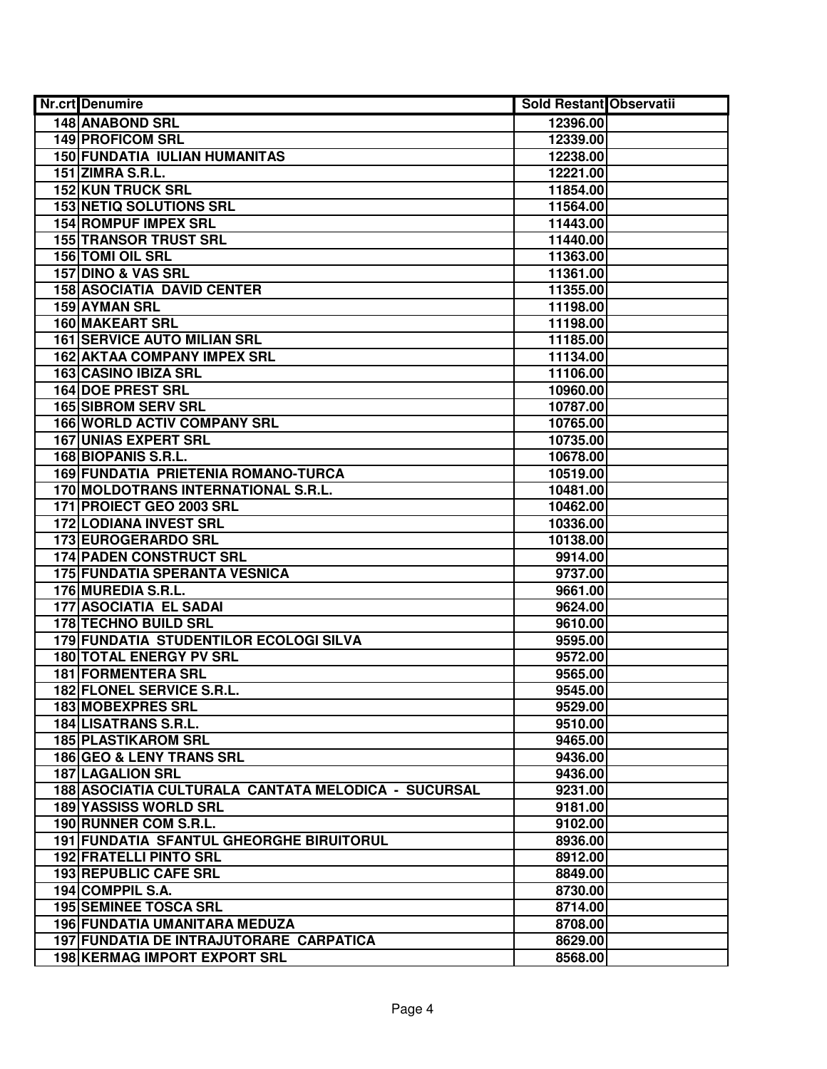| Nr.crt | Denumire | Sold Restant | Observatii |
|---|---|---|---|
| 148 | ANABOND SRL | 12396.00 | |
| 149 | PROFICOM SRL | 12339.00 | |
| 150 | FUNDATIA IULIAN HUMANITAS | 12238.00 | |
| 151 | ZIMRA S.R.L. | 12221.00 | |
| 152 | KUN TRUCK SRL | 11854.00 | |
| 153 | NETIQ SOLUTIONS SRL | 11564.00 | |
| 154 | ROMPUF IMPEX SRL | 11443.00 | |
| 155 | TRANSOR TRUST SRL | 11440.00 | |
| 156 | TOMI OIL SRL | 11363.00 | |
| 157 | DINO & VAS SRL | 11361.00 | |
| 158 | ASOCIATIA DAVID CENTER | 11355.00 | |
| 159 | AYMAN SRL | 11198.00 | |
| 160 | MAKEART SRL | 11198.00 | |
| 161 | SERVICE AUTO MILIAN SRL | 11185.00 | |
| 162 | AKTAA COMPANY IMPEX SRL | 11134.00 | |
| 163 | CASINO IBIZA SRL | 11106.00 | |
| 164 | DOE PREST SRL | 10960.00 | |
| 165 | SIBROM SERV SRL | 10787.00 | |
| 166 | WORLD ACTIV COMPANY SRL | 10765.00 | |
| 167 | UNIAS EXPERT SRL | 10735.00 | |
| 168 | BIOPANIS S.R.L. | 10678.00 | |
| 169 | FUNDATIA PRIETENIA ROMANO-TURCA | 10519.00 | |
| 170 | MOLDOTRANS INTERNATIONAL S.R.L. | 10481.00 | |
| 171 | PROIECT GEO 2003 SRL | 10462.00 | |
| 172 | LODIANA INVEST SRL | 10336.00 | |
| 173 | EUROGERARDO SRL | 10138.00 | |
| 174 | PADEN CONSTRUCT SRL | 9914.00 | |
| 175 | FUNDATIA SPERANTA VESNICA | 9737.00 | |
| 176 | MUREDIA S.R.L. | 9661.00 | |
| 177 | ASOCIATIA EL SADAI | 9624.00 | |
| 178 | TECHNO BUILD SRL | 9610.00 | |
| 179 | FUNDATIA STUDENTILOR ECOLOGI SILVA | 9595.00 | |
| 180 | TOTAL ENERGY PV SRL | 9572.00 | |
| 181 | FORMENTERA SRL | 9565.00 | |
| 182 | FLONEL SERVICE S.R.L. | 9545.00 | |
| 183 | MOBEXPRES SRL | 9529.00 | |
| 184 | LISATRANS S.R.L. | 9510.00 | |
| 185 | PLASTIKAROM SRL | 9465.00 | |
| 186 | GEO & LENY TRANS SRL | 9436.00 | |
| 187 | LAGALION SRL | 9436.00 | |
| 188 | ASOCIATIA CULTURALA CANTATA MELODICA - SUCURSAL | 9231.00 | |
| 189 | YASSISS WORLD SRL | 9181.00 | |
| 190 | RUNNER COM S.R.L. | 9102.00 | |
| 191 | FUNDATIA SFANTUL GHEORGHE BIRUITORUL | 8936.00 | |
| 192 | FRATELLI PINTO SRL | 8912.00 | |
| 193 | REPUBLIC CAFE SRL | 8849.00 | |
| 194 | COMPPIL S.A. | 8730.00 | |
| 195 | SEMINEE TOSCA SRL | 8714.00 | |
| 196 | FUNDATIA UMANITARA MEDUZA | 8708.00 | |
| 197 | FUNDATIA DE INTRAJUTORARE CARPATICA | 8629.00 | |
| 198 | KERMAG IMPORT EXPORT SRL | 8568.00 | |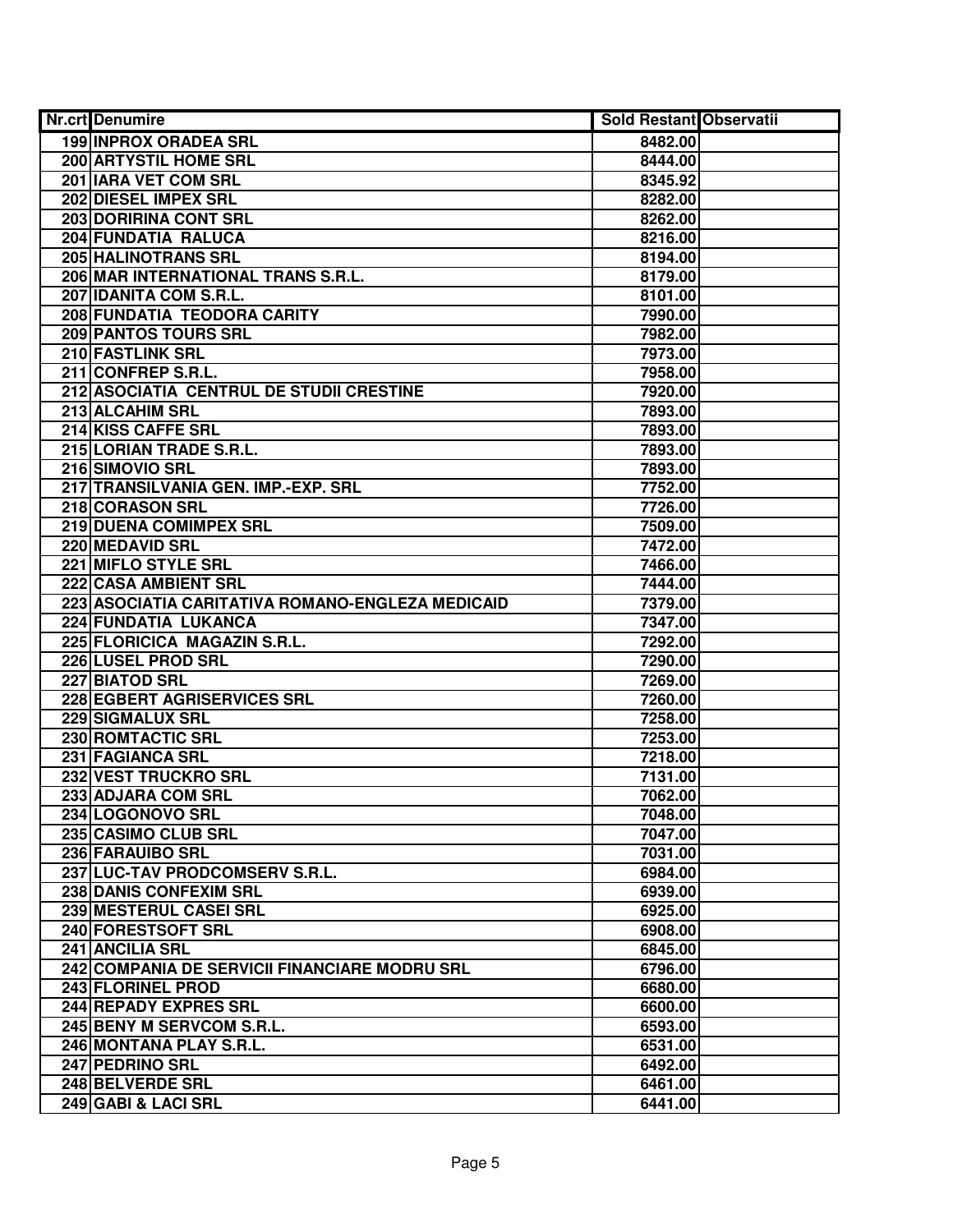| Nr.crt | Denumire | Sold Restant | Observatii |
|---|---|---|---|
| 199 | INPROX ORADEA SRL | 8482.00 | |
| 200 | ARTYSTIL HOME SRL | 8444.00 | |
| 201 | IARA VET COM SRL | 8345.92 | |
| 202 | DIESEL IMPEX SRL | 8282.00 | |
| 203 | DORIRINA CONT SRL | 8262.00 | |
| 204 | FUNDATIA RALUCA | 8216.00 | |
| 205 | HALINOTRANS SRL | 8194.00 | |
| 206 | MAR INTERNATIONAL TRANS S.R.L. | 8179.00 | |
| 207 | IDANITA COM S.R.L. | 8101.00 | |
| 208 | FUNDATIA TEODORA CARITY | 7990.00 | |
| 209 | PANTOS TOURS SRL | 7982.00 | |
| 210 | FASTLINK SRL | 7973.00 | |
| 211 | CONFREP S.R.L. | 7958.00 | |
| 212 | ASOCIATIA CENTRUL DE STUDII CRESTINE | 7920.00 | |
| 213 | ALCAHIM SRL | 7893.00 | |
| 214 | KISS CAFFE SRL | 7893.00 | |
| 215 | LORIAN TRADE S.R.L. | 7893.00 | |
| 216 | SIMOVIO SRL | 7893.00 | |
| 217 | TRANSILVANIA GEN. IMP.-EXP. SRL | 7752.00 | |
| 218 | CORASON SRL | 7726.00 | |
| 219 | DUENA COMIMPEX SRL | 7509.00 | |
| 220 | MEDAVID SRL | 7472.00 | |
| 221 | MIFLO STYLE SRL | 7466.00 | |
| 222 | CASA AMBIENT SRL | 7444.00 | |
| 223 | ASOCIATIA CARITATIVA ROMANO-ENGLEZA MEDICAID | 7379.00 | |
| 224 | FUNDATIA LUKANCA | 7347.00 | |
| 225 | FLORICICA MAGAZIN S.R.L. | 7292.00 | |
| 226 | LUSEL PROD SRL | 7290.00 | |
| 227 | BIATOD SRL | 7269.00 | |
| 228 | EGBERT AGRISERVICES SRL | 7260.00 | |
| 229 | SIGMALUX SRL | 7258.00 | |
| 230 | ROMTACTIC SRL | 7253.00 | |
| 231 | FAGIANCA SRL | 7218.00 | |
| 232 | VEST TRUCKRO SRL | 7131.00 | |
| 233 | ADJARA COM SRL | 7062.00 | |
| 234 | LOGONOVO SRL | 7048.00 | |
| 235 | CASIMO CLUB SRL | 7047.00 | |
| 236 | FARAUIBO SRL | 7031.00 | |
| 237 | LUC-TAV PRODCOMSERV S.R.L. | 6984.00 | |
| 238 | DANIS CONFEXIM SRL | 6939.00 | |
| 239 | MESTERUL CASEI SRL | 6925.00 | |
| 240 | FORESTSOFT SRL | 6908.00 | |
| 241 | ANCILIA SRL | 6845.00 | |
| 242 | COMPANIA DE SERVICII FINANCIARE MODRU SRL | 6796.00 | |
| 243 | FLORINEL PROD | 6680.00 | |
| 244 | REPADY EXPRES SRL | 6600.00 | |
| 245 | BENY M SERVCOM S.R.L. | 6593.00 | |
| 246 | MONTANA PLAY S.R.L. | 6531.00 | |
| 247 | PEDRINO SRL | 6492.00 | |
| 248 | BELVERDE SRL | 6461.00 | |
| 249 | GABI & LACI SRL | 6441.00 | |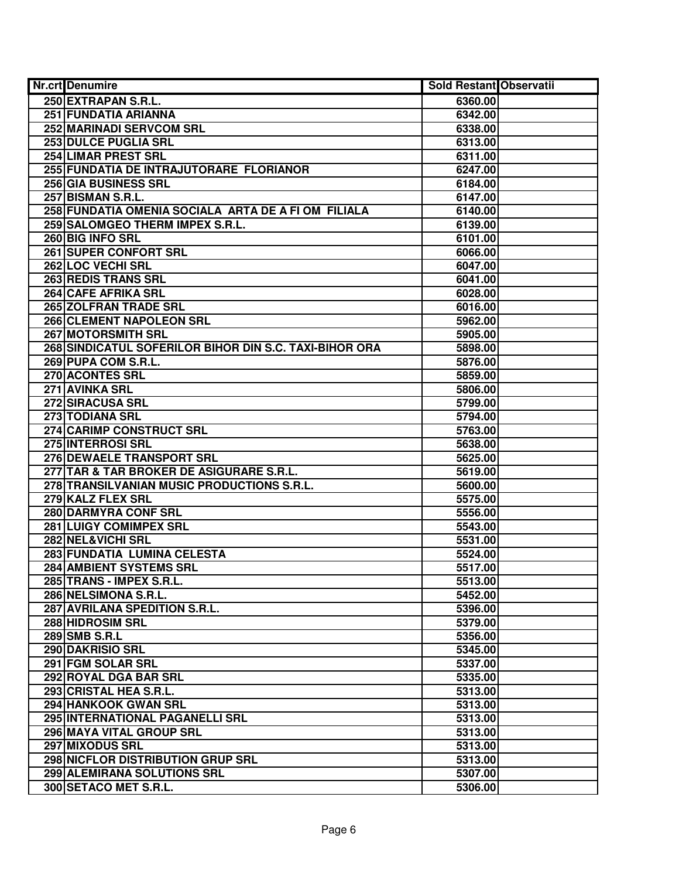| Nr.crt | Denumire | Sold Restant | Observatii |
|---|---|---|---|
| 250 | EXTRAPAN S.R.L. | 6360.00 | |
| 251 | FUNDATIA ARIANNA | 6342.00 | |
| 252 | MARINADI SERVCOM SRL | 6338.00 | |
| 253 | DULCE PUGLIA SRL | 6313.00 | |
| 254 | LIMAR PREST SRL | 6311.00 | |
| 255 | FUNDATIA DE INTRAJUTORARE FLORIANOR | 6247.00 | |
| 256 | GIA BUSINESS SRL | 6184.00 | |
| 257 | BISMAN S.R.L. | 6147.00 | |
| 258 | FUNDATIA OMENIA SOCIALA ARTA DE A FI OM FILIALA | 6140.00 | |
| 259 | SALOMGEO THERM IMPEX S.R.L. | 6139.00 | |
| 260 | BIG INFO SRL | 6101.00 | |
| 261 | SUPER CONFORT SRL | 6066.00 | |
| 262 | LOC VECHI SRL | 6047.00 | |
| 263 | REDIS TRANS SRL | 6041.00 | |
| 264 | CAFE AFRIKA SRL | 6028.00 | |
| 265 | ZOLFRAN TRADE SRL | 6016.00 | |
| 266 | CLEMENT NAPOLEON SRL | 5962.00 | |
| 267 | MOTORSMITH SRL | 5905.00 | |
| 268 | SINDICATUL SOFERILOR BIHOR DIN S.C. TAXI-BIHOR ORA | 5898.00 | |
| 269 | PUPA COM S.R.L. | 5876.00 | |
| 270 | ACONTES SRL | 5859.00 | |
| 271 | AVINKA SRL | 5806.00 | |
| 272 | SIRACUSA SRL | 5799.00 | |
| 273 | TODIANA SRL | 5794.00 | |
| 274 | CARIMP CONSTRUCT SRL | 5763.00 | |
| 275 | INTERROSI SRL | 5638.00 | |
| 276 | DEWAELE TRANSPORT SRL | 5625.00 | |
| 277 | TAR & TAR BROKER DE ASIGURARE S.R.L. | 5619.00 | |
| 278 | TRANSILVANIAN MUSIC PRODUCTIONS S.R.L. | 5600.00 | |
| 279 | KALZ FLEX SRL | 5575.00 | |
| 280 | DARMYRA CONF SRL | 5556.00 | |
| 281 | LUIGY COMIMPEX SRL | 5543.00 | |
| 282 | NEL&VICHI SRL | 5531.00 | |
| 283 | FUNDATIA LUMINA CELESTA | 5524.00 | |
| 284 | AMBIENT SYSTEMS SRL | 5517.00 | |
| 285 | TRANS - IMPEX S.R.L. | 5513.00 | |
| 286 | NELSIMONA S.R.L. | 5452.00 | |
| 287 | AVRILANA SPEDITION S.R.L. | 5396.00 | |
| 288 | HIDROSIM SRL | 5379.00 | |
| 289 | SMB S.R.L | 5356.00 | |
| 290 | DAKRISIO SRL | 5345.00 | |
| 291 | FGM SOLAR SRL | 5337.00 | |
| 292 | ROYAL DGA BAR SRL | 5335.00 | |
| 293 | CRISTAL HEA S.R.L. | 5313.00 | |
| 294 | HANKOOK GWAN SRL | 5313.00 | |
| 295 | INTERNATIONAL PAGANELLI SRL | 5313.00 | |
| 296 | MAYA VITAL GROUP SRL | 5313.00 | |
| 297 | MIXODUS SRL | 5313.00 | |
| 298 | NICFLOR DISTRIBUTION GRUP SRL | 5313.00 | |
| 299 | ALEMIRANA SOLUTIONS SRL | 5307.00 | |
| 300 | SETACO MET S.R.L. | 5306.00 | |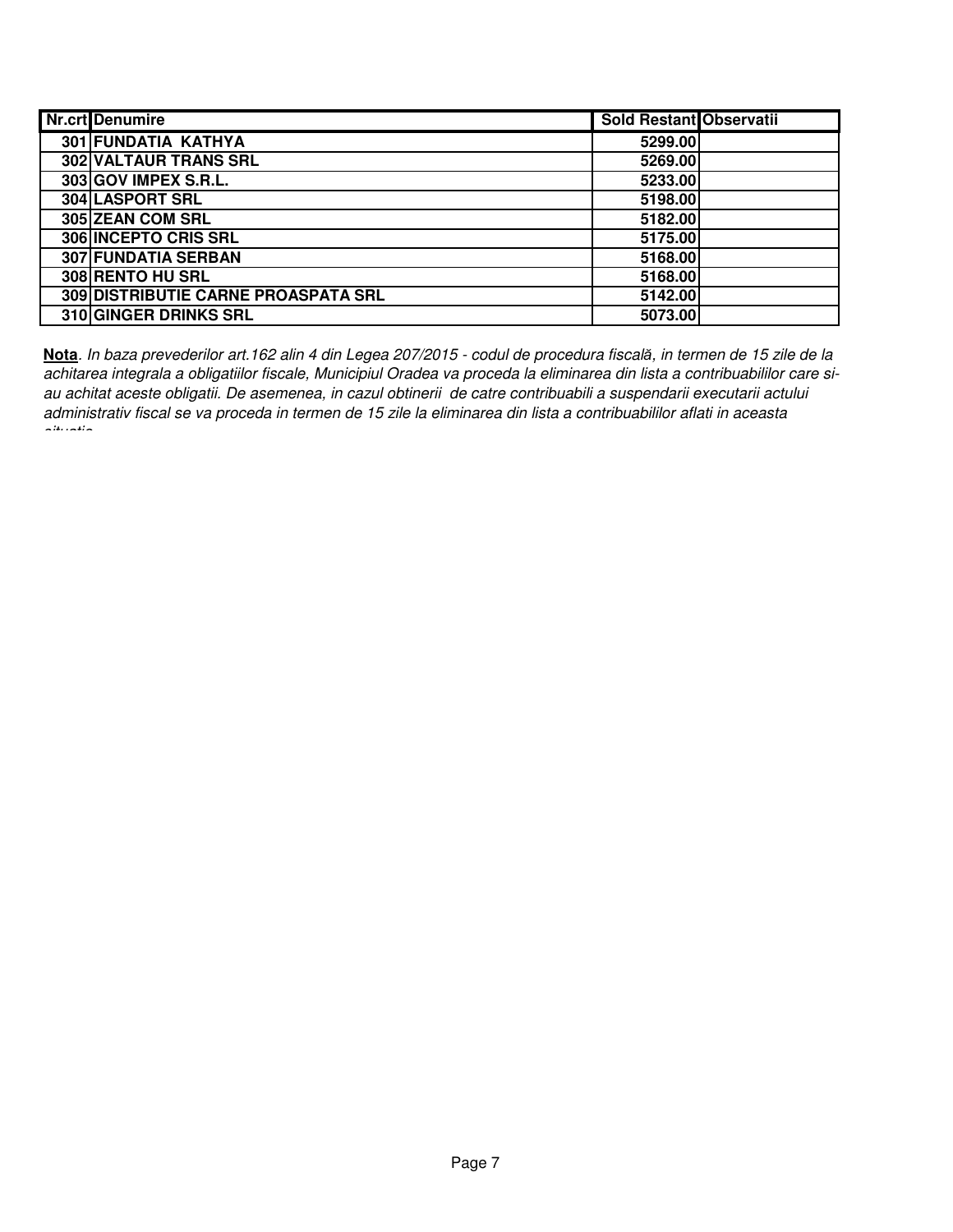| Nr.crt | Denumire | Sold Restant | Observatii |
|---|---|---|---|
| 301 | FUNDATIA KATHYA | 5299.00 | |
| 302 | VALTAUR TRANS SRL | 5269.00 | |
| 303 | GOV IMPEX S.R.L. | 5233.00 | |
| 304 | LASPORT SRL | 5198.00 | |
| 305 | ZEAN COM SRL | 5182.00 | |
| 306 | INCEPTO CRIS SRL | 5175.00 | |
| 307 | FUNDATIA SERBAN | 5168.00 | |
| 308 | RENTO HU SRL | 5168.00 | |
| 309 | DISTRIBUTIE CARNE PROASPATA SRL | 5142.00 | |
| 310 | GINGER DRINKS SRL | 5073.00 | |

**Nota**. *In baza prevederilor art.162 alin 4 din Legea 207/2015 - codul de procedura fiscală, in termen de 15 zile de la achitarea integrala a obligatiilor fiscale, Municipiul Oradea va proceda la eliminarea din lista a contribuabililor care si-au achitat aceste obligatii. De asemenea, in cazul obtinerii de catre contribuabili a suspendarii executarii actului administrativ fiscal se va proceda in termen de 15 zile la eliminarea din lista a contribuabililor aflati in aceasta situatie.*